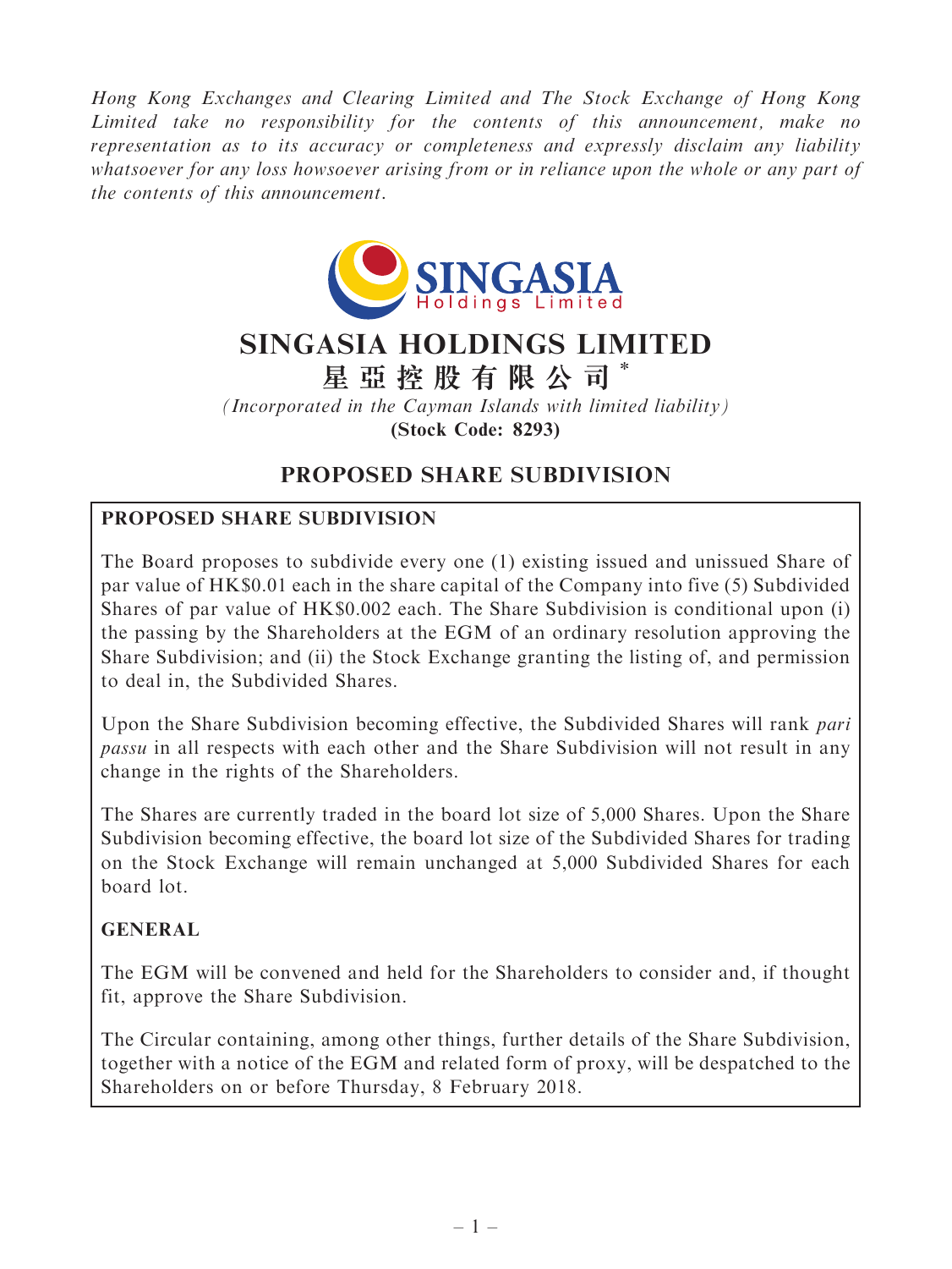*Hong Kong Exchanges and Clearing Limited and The Stock Exchange of Hong Kong Limited take no responsibility for the contents of this announcement, make no representation as to its accuracy or completeness and expressly disclaim any liability whatsoever for any loss howsoever arising from or in reliance upon the whole or any part of the contents of this announcement.*

# SINGASIA HOLDINGS LIMITED

# 星亞控股有限公司*

*(Incorporated in the Cayman Islands with limited liability)*

**(Stock Code: 8293)**

## PROPOSED SHARE SUBDIVISION

**PROPOSED SHARE SUBDIVISION**

The Board proposes to subdivide every one (1) existing issued and unissued Share of par value of HK$0.01 each in the share capital of the Company into five (5) Subdivided Shares of par value of HK$0.002 each. The Share Subdivision is conditional upon (i) the passing by the Shareholders at the EGM of an ordinary resolution approving the Share Subdivision; and (ii) the Stock Exchange granting the listing of, and permission to deal in, the Subdivided Shares.

Upon the Share Subdivision becoming effective, the Subdivided Shares will rank *pari passu* in all respects with each other and the Share Subdivision will not result in any change in the rights of the Shareholders.

The Shares are currently traded in the board lot size of 5,000 Shares. Upon the Share Subdivision becoming effective, the board lot size of the Subdivided Shares for trading on the Stock Exchange will remain unchanged at 5,000 Subdivided Shares for each board lot.

**GENERAL**

The EGM will be convened and held for the Shareholders to consider and, if thought fit, approve the Share Subdivision.

The Circular containing, among other things, further details of the Share Subdivision, together with a notice of the EGM and related form of proxy, will be despatched to the Shareholders on or before Thursday, 8 February 2018.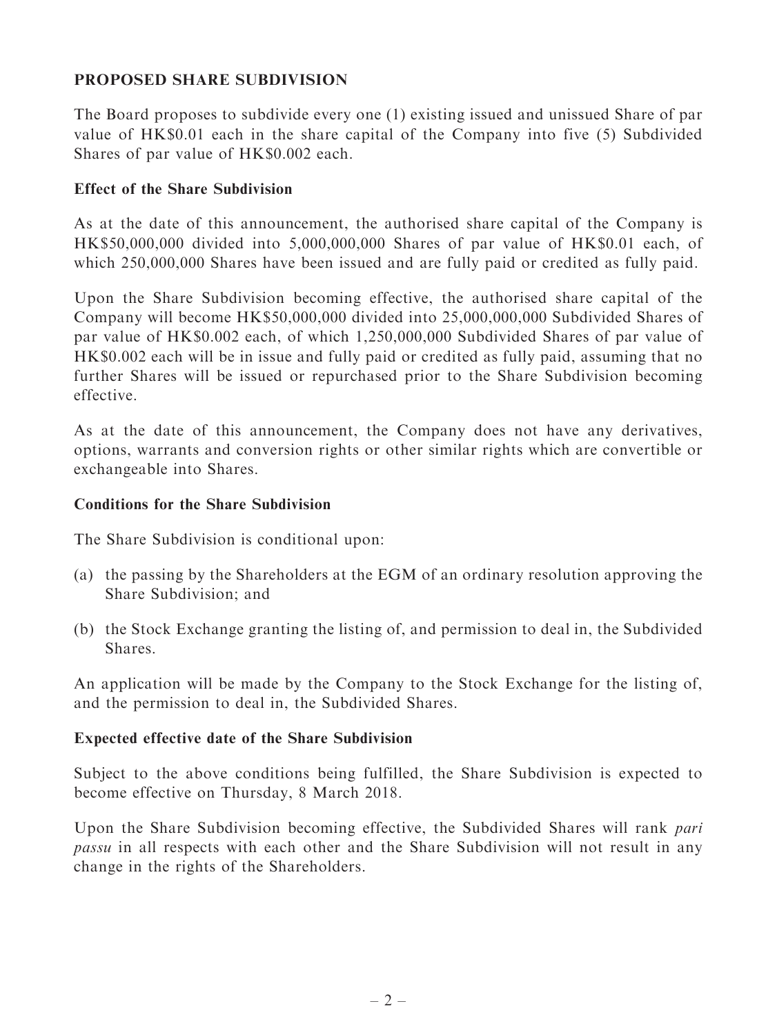## PROPOSED SHARE SUBDIVISION

The Board proposes to subdivide every one (1) existing issued and unissued Share of par value of HK$0.01 each in the share capital of the Company into five (5) Subdivided Shares of par value of HK$0.002 each.

### Effect of the Share Subdivision

As at the date of this announcement, the authorised share capital of the Company is HK$50,000,000 divided into 5,000,000,000 Shares of par value of HK$0.01 each, of which 250,000,000 Shares have been issued and are fully paid or credited as fully paid.

Upon the Share Subdivision becoming effective, the authorised share capital of the Company will become HK$50,000,000 divided into 25,000,000,000 Subdivided Shares of par value of HK$0.002 each, of which 1,250,000,000 Subdivided Shares of par value of HK$0.002 each will be in issue and fully paid or credited as fully paid, assuming that no further Shares will be issued or repurchased prior to the Share Subdivision becoming effective.

As at the date of this announcement, the Company does not have any derivatives, options, warrants and conversion rights or other similar rights which are convertible or exchangeable into Shares.

### Conditions for the Share Subdivision

The Share Subdivision is conditional upon:

(a) the passing by the Shareholders at the EGM of an ordinary resolution approving the Share Subdivision; and

(b) the Stock Exchange granting the listing of, and permission to deal in, the Subdivided Shares.

An application will be made by the Company to the Stock Exchange for the listing of, and the permission to deal in, the Subdivided Shares.

### Expected effective date of the Share Subdivision

Subject to the above conditions being fulfilled, the Share Subdivision is expected to become effective on Thursday, 8 March 2018.

Upon the Share Subdivision becoming effective, the Subdivided Shares will rank *pari passu* in all respects with each other and the Share Subdivision will not result in any change in the rights of the Shareholders.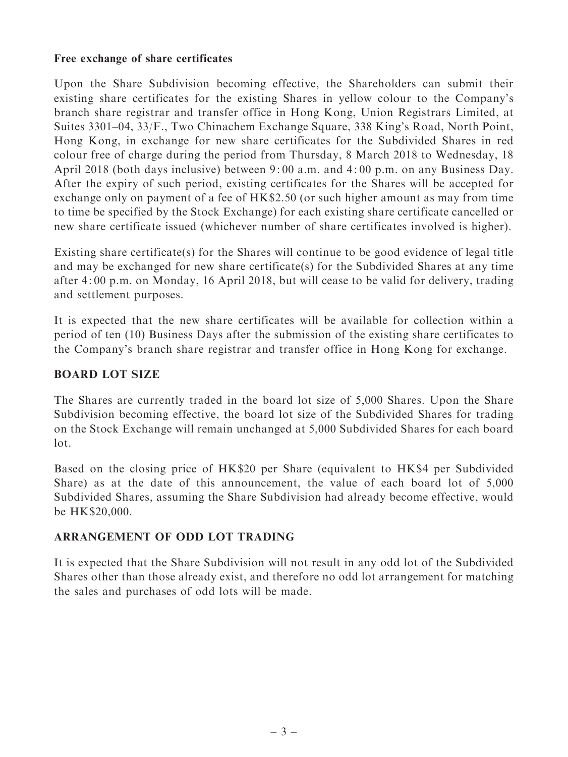**Free exchange of share certificates**

Upon the Share Subdivision becoming effective, the Shareholders can submit their existing share certificates for the existing Shares in yellow colour to the Company's branch share registrar and transfer office in Hong Kong, Union Registrars Limited, at Suites 3301–04, 33/F., Two Chinachem Exchange Square, 338 King's Road, North Point, Hong Kong, in exchange for new share certificates for the Subdivided Shares in red colour free of charge during the period from Thursday, 8 March 2018 to Wednesday, 18 April 2018 (both days inclusive) between 9:00 a.m. and 4:00 p.m. on any Business Day. After the expiry of such period, existing certificates for the Shares will be accepted for exchange only on payment of a fee of HK$2.50 (or such higher amount as may from time to time be specified by the Stock Exchange) for each existing share certificate cancelled or new share certificate issued (whichever number of share certificates involved is higher).

Existing share certificate(s) for the Shares will continue to be good evidence of legal title and may be exchanged for new share certificate(s) for the Subdivided Shares at any time after 4:00 p.m. on Monday, 16 April 2018, but will cease to be valid for delivery, trading and settlement purposes.

It is expected that the new share certificates will be available for collection within a period of ten (10) Business Days after the submission of the existing share certificates to the Company's branch share registrar and transfer office in Hong Kong for exchange.

## BOARD LOT SIZE

The Shares are currently traded in the board lot size of 5,000 Shares. Upon the Share Subdivision becoming effective, the board lot size of the Subdivided Shares for trading on the Stock Exchange will remain unchanged at 5,000 Subdivided Shares for each board lot.

Based on the closing price of HK$20 per Share (equivalent to HK$4 per Subdivided Share) as at the date of this announcement, the value of each board lot of 5,000 Subdivided Shares, assuming the Share Subdivision had already become effective, would be HK$20,000.

## ARRANGEMENT OF ODD LOT TRADING

It is expected that the Share Subdivision will not result in any odd lot of the Subdivided Shares other than those already exist, and therefore no odd lot arrangement for matching the sales and purchases of odd lots will be made.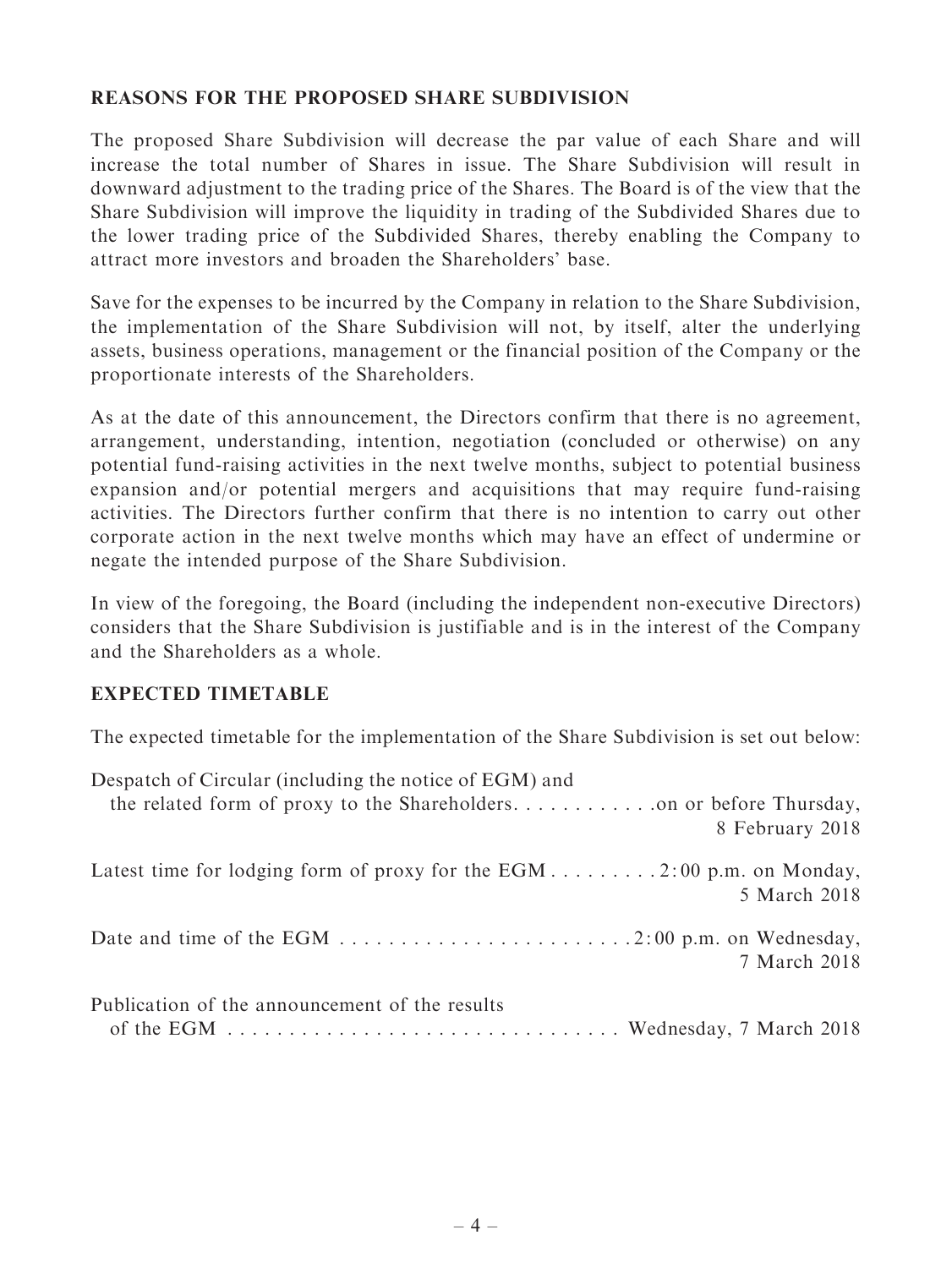## REASONS FOR THE PROPOSED SHARE SUBDIVISION

The proposed Share Subdivision will decrease the par value of each Share and will increase the total number of Shares in issue. The Share Subdivision will result in downward adjustment to the trading price of the Shares. The Board is of the view that the Share Subdivision will improve the liquidity in trading of the Subdivided Shares due to the lower trading price of the Subdivided Shares, thereby enabling the Company to attract more investors and broaden the Shareholders' base.

Save for the expenses to be incurred by the Company in relation to the Share Subdivision, the implementation of the Share Subdivision will not, by itself, alter the underlying assets, business operations, management or the financial position of the Company or the proportionate interests of the Shareholders.

As at the date of this announcement, the Directors confirm that there is no agreement, arrangement, understanding, intention, negotiation (concluded or otherwise) on any potential fund-raising activities in the next twelve months, subject to potential business expansion and/or potential mergers and acquisitions that may require fund-raising activities. The Directors further confirm that there is no intention to carry out other corporate action in the next twelve months which may have an effect of undermine or negate the intended purpose of the Share Subdivision.

In view of the foregoing, the Board (including the independent non-executive Directors) considers that the Share Subdivision is justifiable and is in the interest of the Company and the Shareholders as a whole.

## EXPECTED TIMETABLE

The expected timetable for the implementation of the Share Subdivision is set out below:

| | |
|---|---|
| Despatch of Circular (including the notice of EGM) and the related form of proxy to the Shareholders | on or before Thursday, 8 February 2018 |
| Latest time for lodging form of proxy for the EGM | 2:00 p.m. on Monday, 5 March 2018 |
| Date and time of the EGM | 2:00 p.m. on Wednesday, 7 March 2018 |
| Publication of the announcement of the results of the EGM | Wednesday, 7 March 2018 |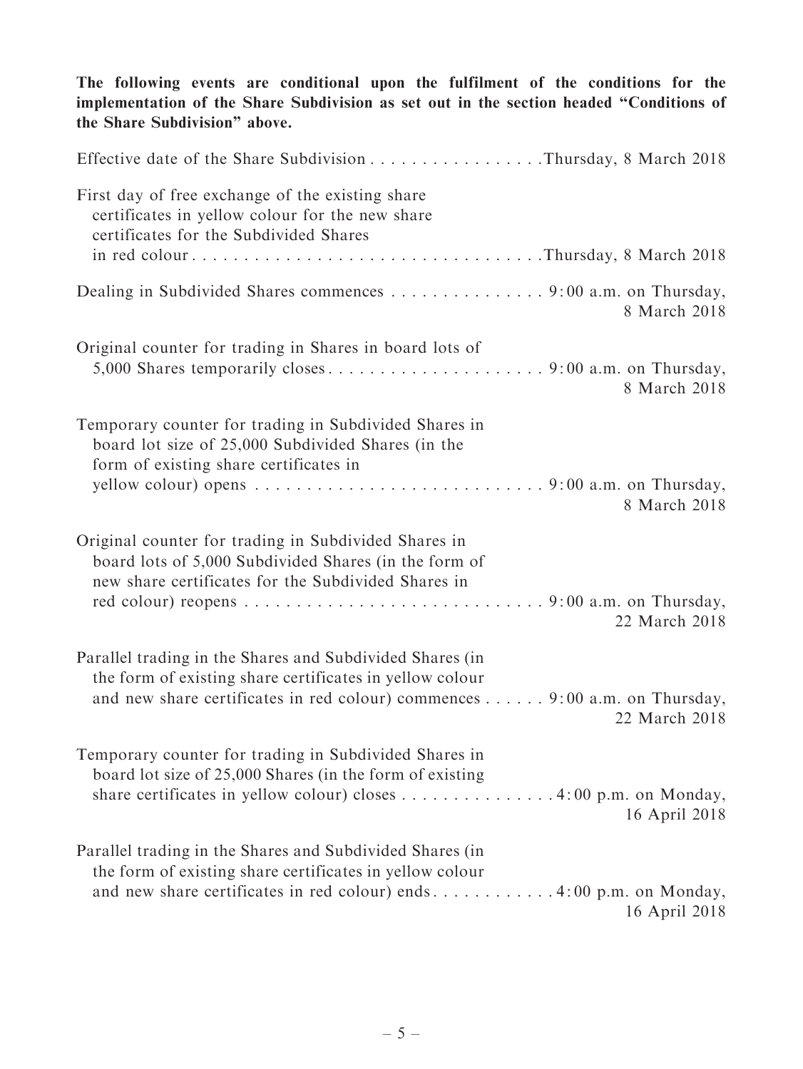**The following events are conditional upon the fulfilment of the conditions for the implementation of the Share Subdivision as set out in the section headed "Conditions of the Share Subdivision" above.**

| Event | Date/Time |
|---|---|
| Effective date of the Share Subdivision | Thursday, 8 March 2018 |
| First day of free exchange of the existing share certificates in yellow colour for the new share certificates for the Subdivided Shares in red colour | Thursday, 8 March 2018 |
| Dealing in Subdivided Shares commences | 9:00 a.m. on Thursday, 8 March 2018 |
| Original counter for trading in Shares in board lots of 5,000 Shares temporarily closes | 9:00 a.m. on Thursday, 8 March 2018 |
| Temporary counter for trading in Subdivided Shares in board lot size of 25,000 Subdivided Shares (in the form of existing share certificates in yellow colour) opens | 9:00 a.m. on Thursday, 8 March 2018 |
| Original counter for trading in Subdivided Shares in board lots of 5,000 Subdivided Shares (in the form of new share certificates for the Subdivided Shares in red colour) reopens | 9:00 a.m. on Thursday, 22 March 2018 |
| Parallel trading in the Shares and Subdivided Shares (in the form of existing share certificates in yellow colour and new share certificates in red colour) commences | 9:00 a.m. on Thursday, 22 March 2018 |
| Temporary counter for trading in Subdivided Shares in board lot size of 25,000 Shares (in the form of existing share certificates in yellow colour) closes | 4:00 p.m. on Monday, 16 April 2018 |
| Parallel trading in the Shares and Subdivided Shares (in the form of existing share certificates in yellow colour and new share certificates in red colour) ends | 4:00 p.m. on Monday, 16 April 2018 |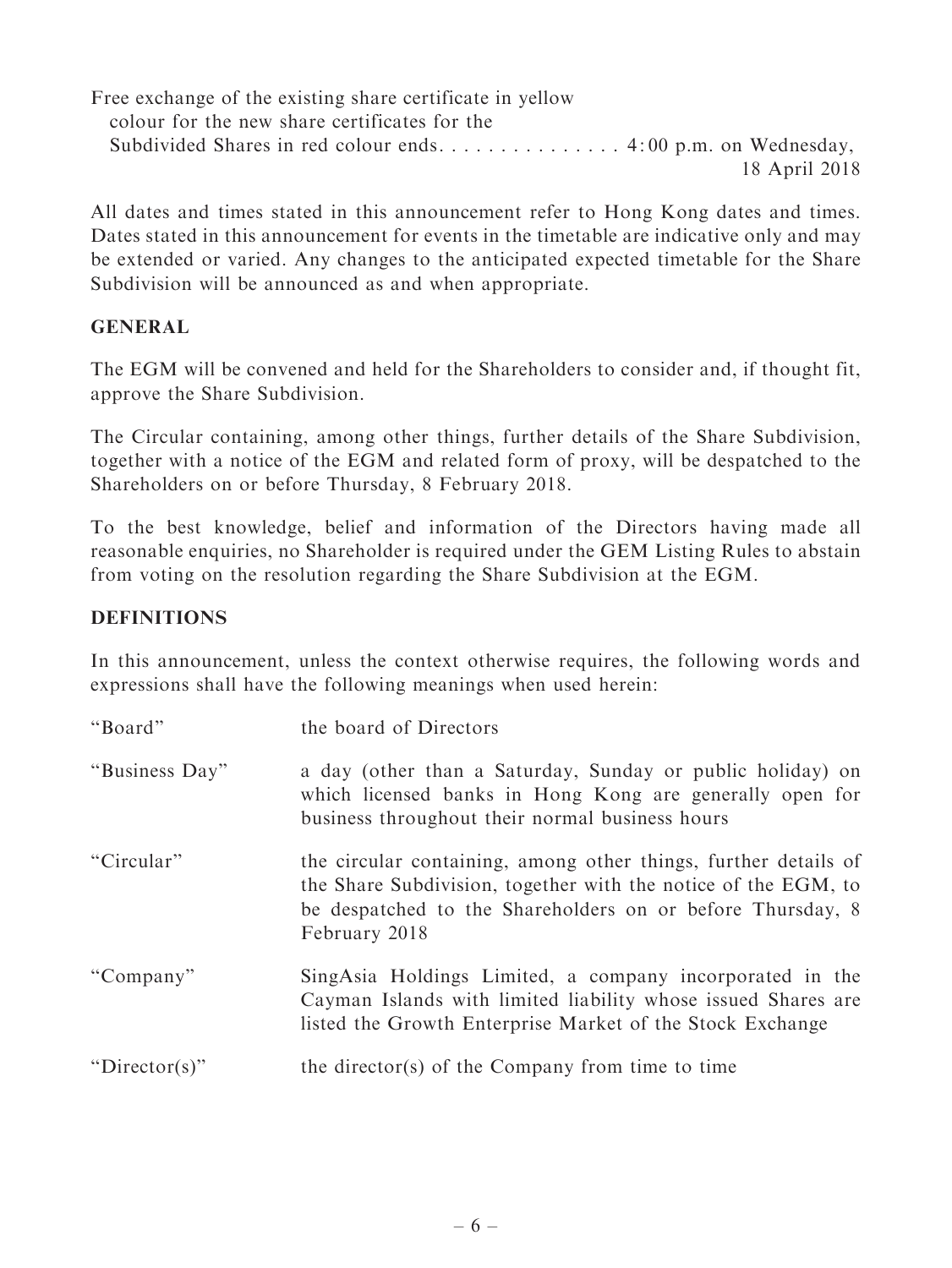Free exchange of the existing share certificate in yellow colour for the new share certificates for the Subdivided Shares in red colour ends. . . . . . . . . . . . . . . 4:00 p.m. on Wednesday, 18 April 2018

All dates and times stated in this announcement refer to Hong Kong dates and times. Dates stated in this announcement for events in the timetable are indicative only and may be extended or varied. Any changes to the anticipated expected timetable for the Share Subdivision will be announced as and when appropriate.

**GENERAL**

The EGM will be convened and held for the Shareholders to consider and, if thought fit, approve the Share Subdivision.

The Circular containing, among other things, further details of the Share Subdivision, together with a notice of the EGM and related form of proxy, will be despatched to the Shareholders on or before Thursday, 8 February 2018.

To the best knowledge, belief and information of the Directors having made all reasonable enquiries, no Shareholder is required under the GEM Listing Rules to abstain from voting on the resolution regarding the Share Subdivision at the EGM.

**DEFINITIONS**

In this announcement, unless the context otherwise requires, the following words and expressions shall have the following meanings when used herein:

| | |
|---|---|
| "Board" | the board of Directors |
| "Business Day" | a day (other than a Saturday, Sunday or public holiday) on which licensed banks in Hong Kong are generally open for business throughout their normal business hours |
| "Circular" | the circular containing, among other things, further details of the Share Subdivision, together with the notice of the EGM, to be despatched to the Shareholders on or before Thursday, 8 February 2018 |
| "Company" | SingAsia Holdings Limited, a company incorporated in the Cayman Islands with limited liability whose issued Shares are listed the Growth Enterprise Market of the Stock Exchange |
| "Director(s)" | the director(s) of the Company from time to time |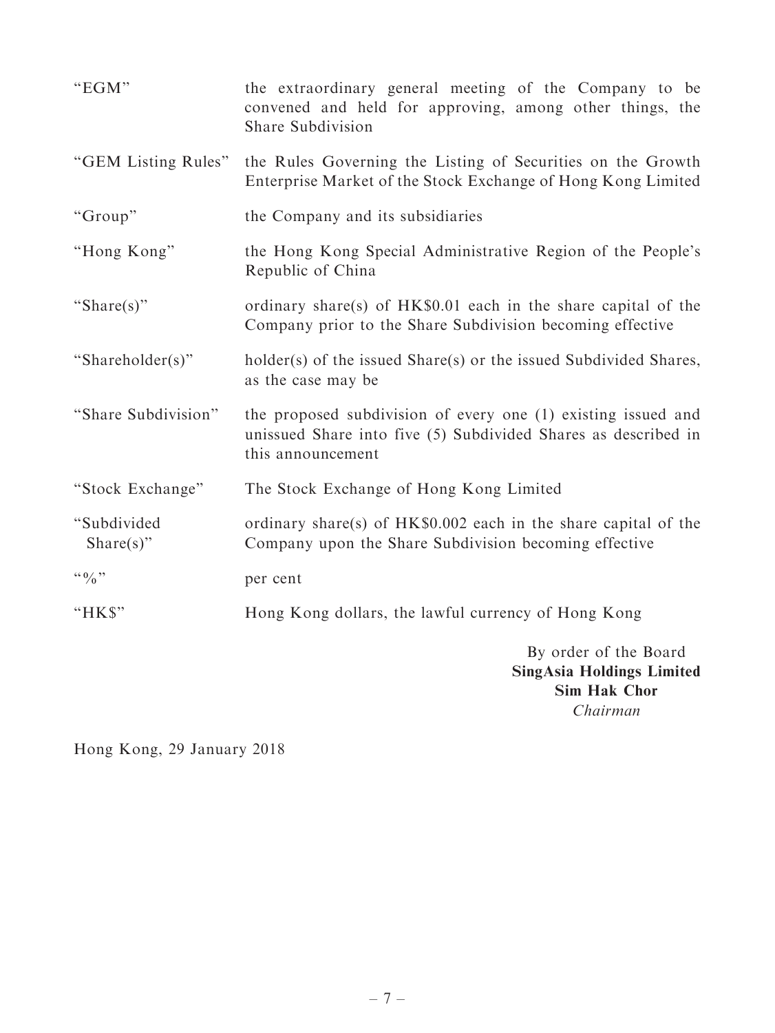| | |
|---|---|
| "EGM" | the extraordinary general meeting of the Company to be convened and held for approving, among other things, the Share Subdivision |
| "GEM Listing Rules" | the Rules Governing the Listing of Securities on the Growth Enterprise Market of the Stock Exchange of Hong Kong Limited |
| "Group" | the Company and its subsidiaries |
| "Hong Kong" | the Hong Kong Special Administrative Region of the People's Republic of China |
| "Share(s)" | ordinary share(s) of HK$0.01 each in the share capital of the Company prior to the Share Subdivision becoming effective |
| "Shareholder(s)" | holder(s) of the issued Share(s) or the issued Subdivided Shares, as the case may be |
| "Share Subdivision" | the proposed subdivision of every one (1) existing issued and unissued Share into five (5) Subdivided Shares as described in this announcement |
| "Stock Exchange" | The Stock Exchange of Hong Kong Limited |
| "Subdivided Share(s)" | ordinary share(s) of HK$0.002 each in the share capital of the Company upon the Share Subdivision becoming effective |
| "%" | per cent |
| "HK$" | Hong Kong dollars, the lawful currency of Hong Kong |

By order of the Board
**SingAsia Holdings Limited**
**Sim Hak Chor**
*Chairman*

Hong Kong, 29 January 2018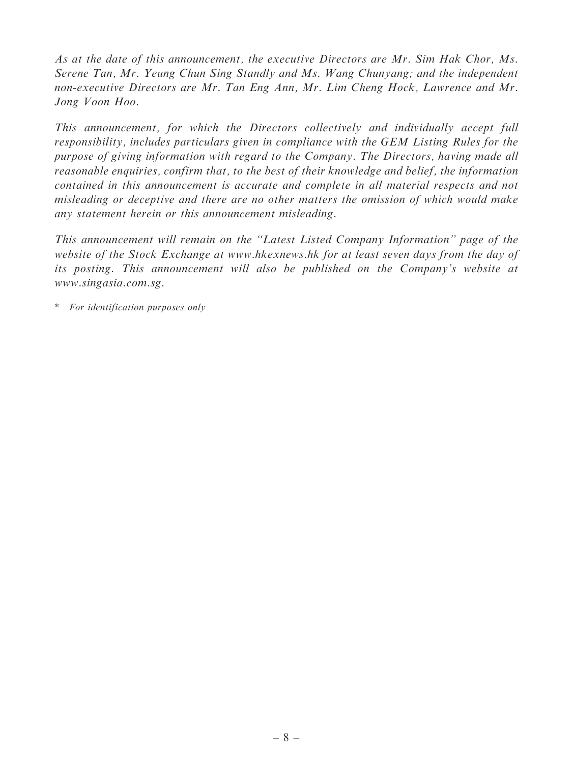*As at the date of this announcement, the executive Directors are Mr. Sim Hak Chor, Ms. Serene Tan, Mr. Yeung Chun Sing Standly and Ms. Wang Chunyang; and the independent non-executive Directors are Mr. Tan Eng Ann, Mr. Lim Cheng Hock, Lawrence and Mr. Jong Voon Hoo.*

*This announcement, for which the Directors collectively and individually accept full responsibility, includes particulars given in compliance with the GEM Listing Rules for the purpose of giving information with regard to the Company. The Directors, having made all reasonable enquiries, confirm that, to the best of their knowledge and belief, the information contained in this announcement is accurate and complete in all material respects and not misleading or deceptive and there are no other matters the omission of which would make any statement herein or this announcement misleading.*

*This announcement will remain on the "Latest Listed Company Information" page of the website of the Stock Exchange at www.hkexnews.hk for at least seven days from the day of its posting. This announcement will also be published on the Company's website at www.singasia.com.sg.*

\* *For identification purposes only*